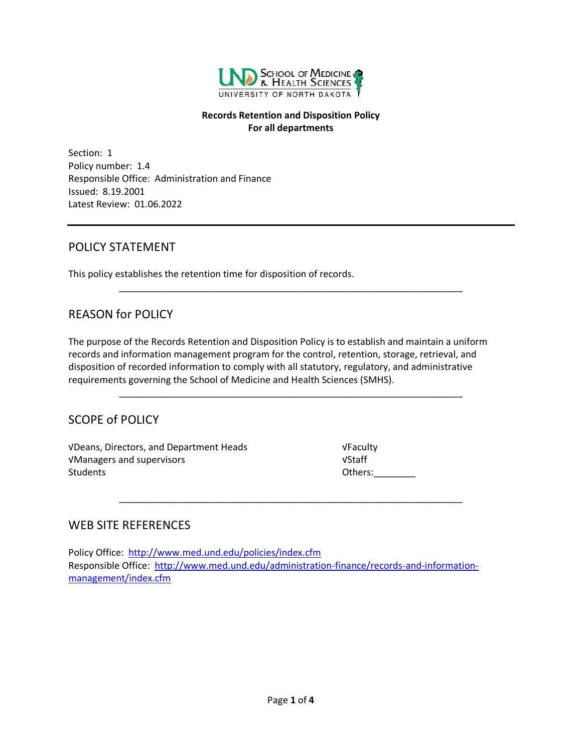**Records Retention and Disposition Policy**
**For all departments**

Section: 1
Policy number: 1.4
Responsible Office: Administration and Finance
Issued: 8.19.2001
Latest Review: 01.06.2022

---

## POLICY STATEMENT

This policy establishes the retention time for disposition of records.

---

## REASON for POLICY

The purpose of the Records Retention and Disposition Policy is to establish and maintain a uniform records and information management program for the control, retention, storage, retrieval, and disposition of recorded information to comply with all statutory, regulatory, and administrative requirements governing the School of Medicine and Health Sciences (SMHS).

---

## SCOPE of POLICY

√Deans, Directors, and Department Heads
√Managers and supervisors
Students
√Faculty
√Staff
Others:________

---

## WEB SITE REFERENCES

Policy Office: http://www.med.und.edu/policies/index.cfm
Responsible Office: http://www.med.und.edu/administration-finance/records-and-information-management/index.cfm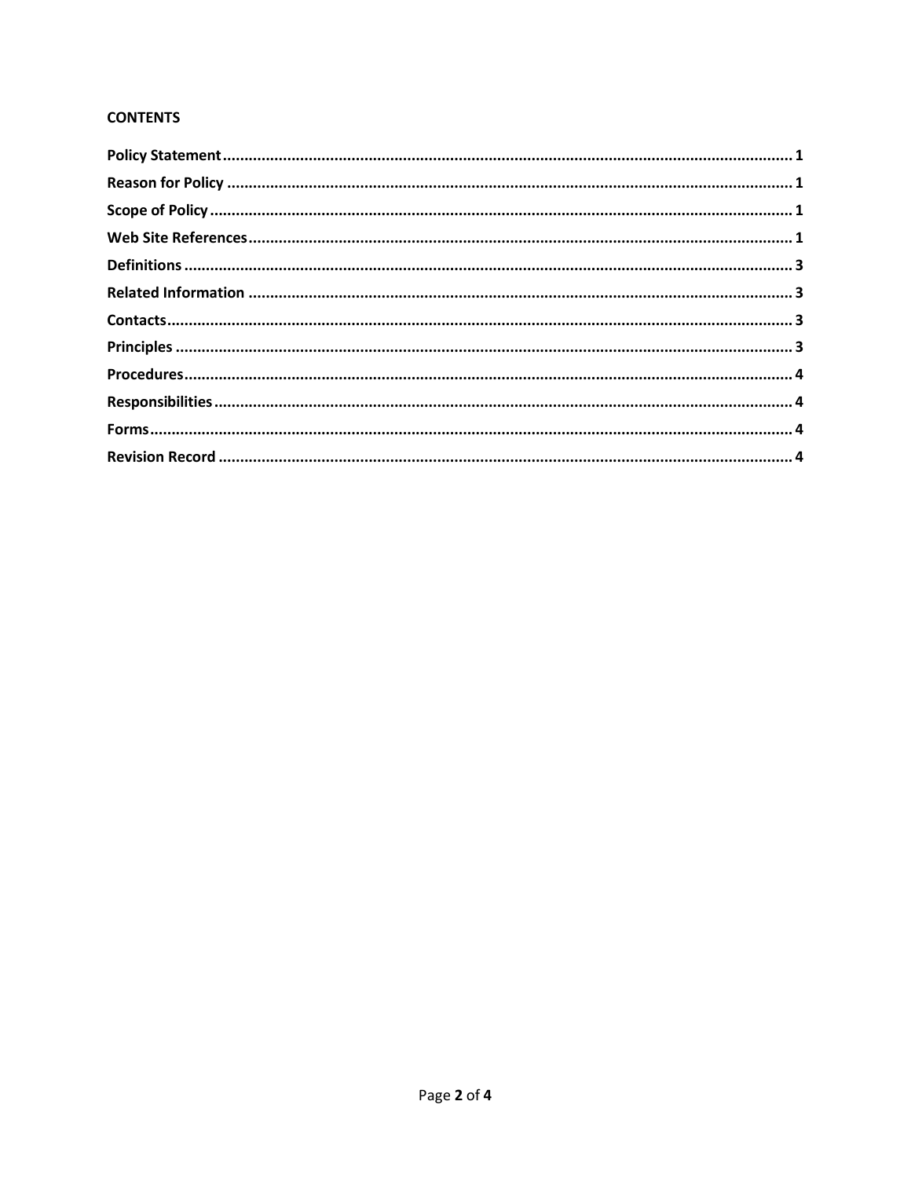**CONTENTS**

| | |
|---|---|
| **Policy Statement** | **1** |
| **Reason for Policy** | **1** |
| **Scope of Policy** | **1** |
| **Web Site References** | **1** |
| **Definitions** | **3** |
| **Related Information** | **3** |
| **Contacts** | **3** |
| **Principles** | **3** |
| **Procedures** | **4** |
| **Responsibilities** | **4** |
| **Forms** | **4** |
| **Revision Record** | **4** |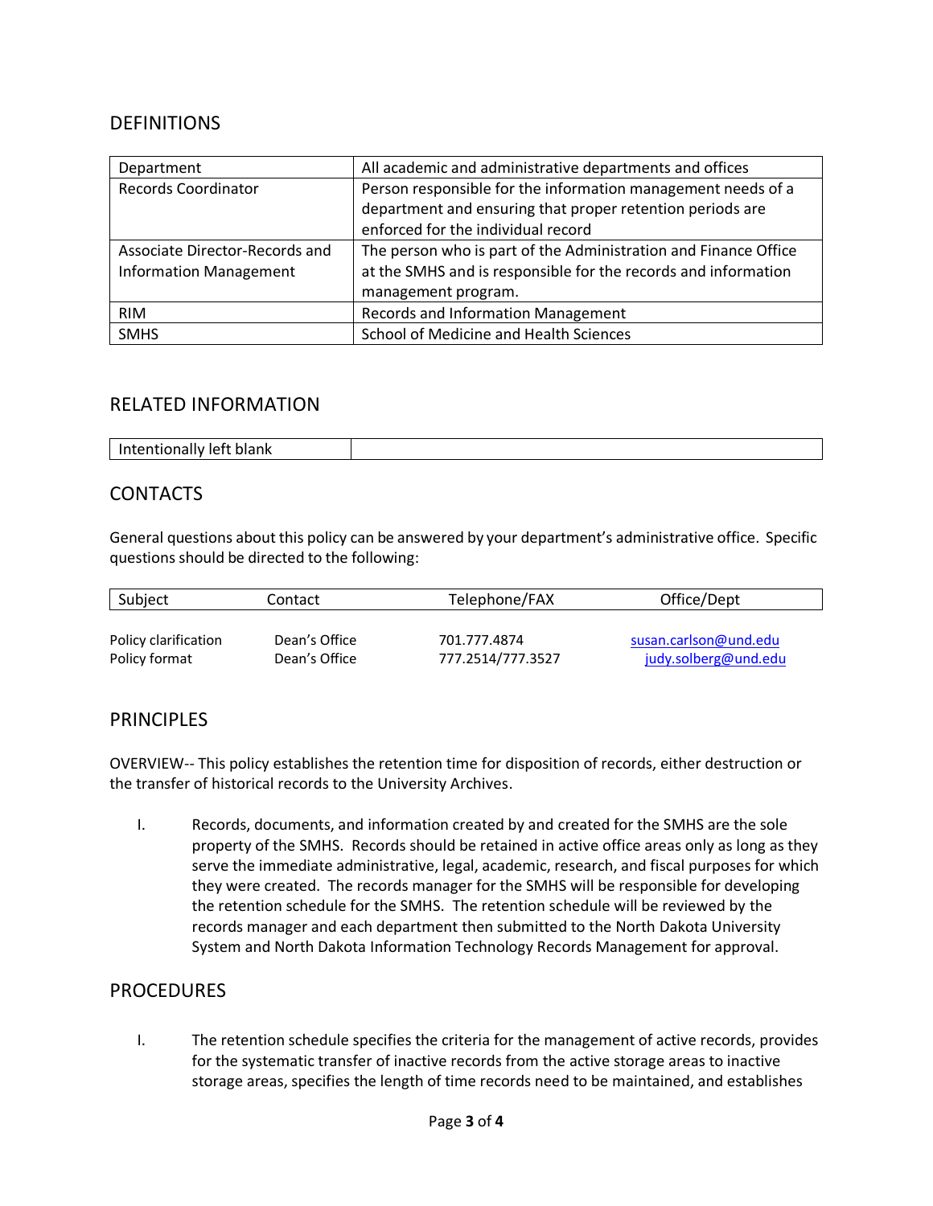## DEFINITIONS

| Department | All academic and administrative departments and offices |
|---|---|
| Records Coordinator | Person responsible for the information management needs of a department and ensuring that proper retention periods are enforced for the individual record |
| Associate Director-Records and Information Management | The person who is part of the Administration and Finance Office at the SMHS and is responsible for the records and information management program. |
| RIM | Records and Information Management |
| SMHS | School of Medicine and Health Sciences |

## RELATED INFORMATION

| Intentionally left blank | |
|---|---|

## CONTACTS

General questions about this policy can be answered by your department's administrative office. Specific questions should be directed to the following:

| Subject | Contact | Telephone/FAX | Office/Dept |
|---|---|---|---|
| Policy clarification | Dean's Office | 701.777.4874 | susan.carlson@und.edu |
| Policy format | Dean's Office | 777.2514/777.3527 | judy.solberg@und.edu |

## PRINCIPLES

OVERVIEW-- This policy establishes the retention time for disposition of records, either destruction or the transfer of historical records to the University Archives.

I. Records, documents, and information created by and created for the SMHS are the sole property of the SMHS. Records should be retained in active office areas only as long as they serve the immediate administrative, legal, academic, research, and fiscal purposes for which they were created. The records manager for the SMHS will be responsible for developing the retention schedule for the SMHS. The retention schedule will be reviewed by the records manager and each department then submitted to the North Dakota University System and North Dakota Information Technology Records Management for approval.

## PROCEDURES

I. The retention schedule specifies the criteria for the management of active records, provides for the systematic transfer of inactive records from the active storage areas to inactive storage areas, specifies the length of time records need to be maintained, and establishes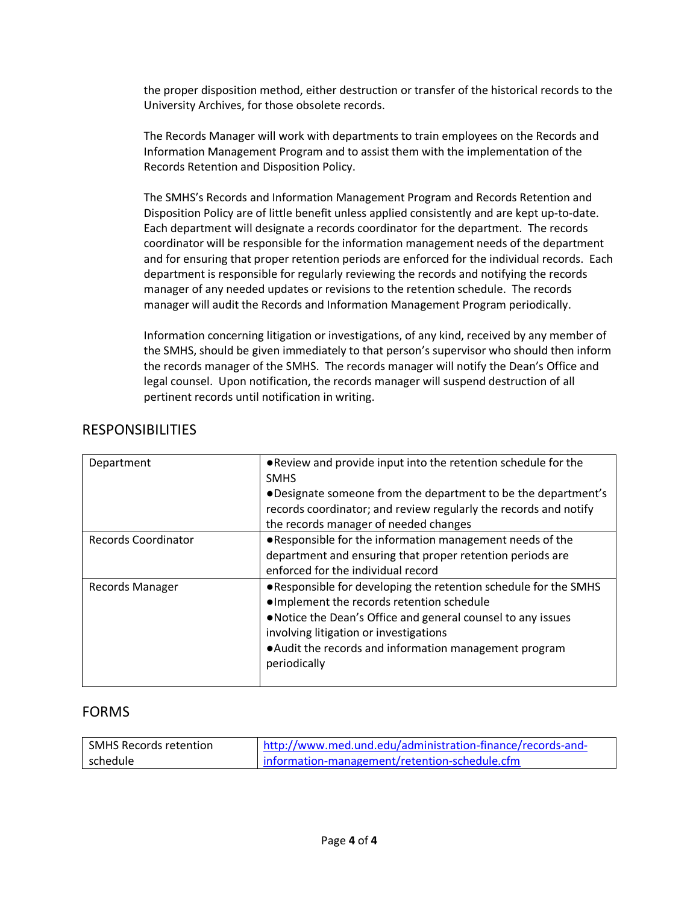the proper disposition method, either destruction or transfer of the historical records to the University Archives, for those obsolete records.

The Records Manager will work with departments to train employees on the Records and Information Management Program and to assist them with the implementation of the Records Retention and Disposition Policy.

The SMHS's Records and Information Management Program and Records Retention and Disposition Policy are of little benefit unless applied consistently and are kept up-to-date. Each department will designate a records coordinator for the department. The records coordinator will be responsible for the information management needs of the department and for ensuring that proper retention periods are enforced for the individual records. Each department is responsible for regularly reviewing the records and notifying the records manager of any needed updates or revisions to the retention schedule. The records manager will audit the Records and Information Management Program periodically.

Information concerning litigation or investigations, of any kind, received by any member of the SMHS, should be given immediately to that person's supervisor who should then inform the records manager of the SMHS. The records manager will notify the Dean's Office and legal counsel. Upon notification, the records manager will suspend destruction of all pertinent records until notification in writing.

## RESPONSIBILITIES

| | |
|---|---|
| Department | ●Review and provide input into the retention schedule for the SMHS<br>●Designate someone from the department to be the department's records coordinator; and review regularly the records and notify the records manager of needed changes |
| Records Coordinator | ●Responsible for the information management needs of the department and ensuring that proper retention periods are enforced for the individual record |
| Records Manager | ●Responsible for developing the retention schedule for the SMHS<br>●Implement the records retention schedule<br>●Notice the Dean's Office and general counsel to any issues involving litigation or investigations<br>●Audit the records and information management program periodically |

## FORMS

| | |
|---|---|
| SMHS Records retention schedule | http://www.med.und.edu/administration-finance/records-and-information-management/retention-schedule.cfm |